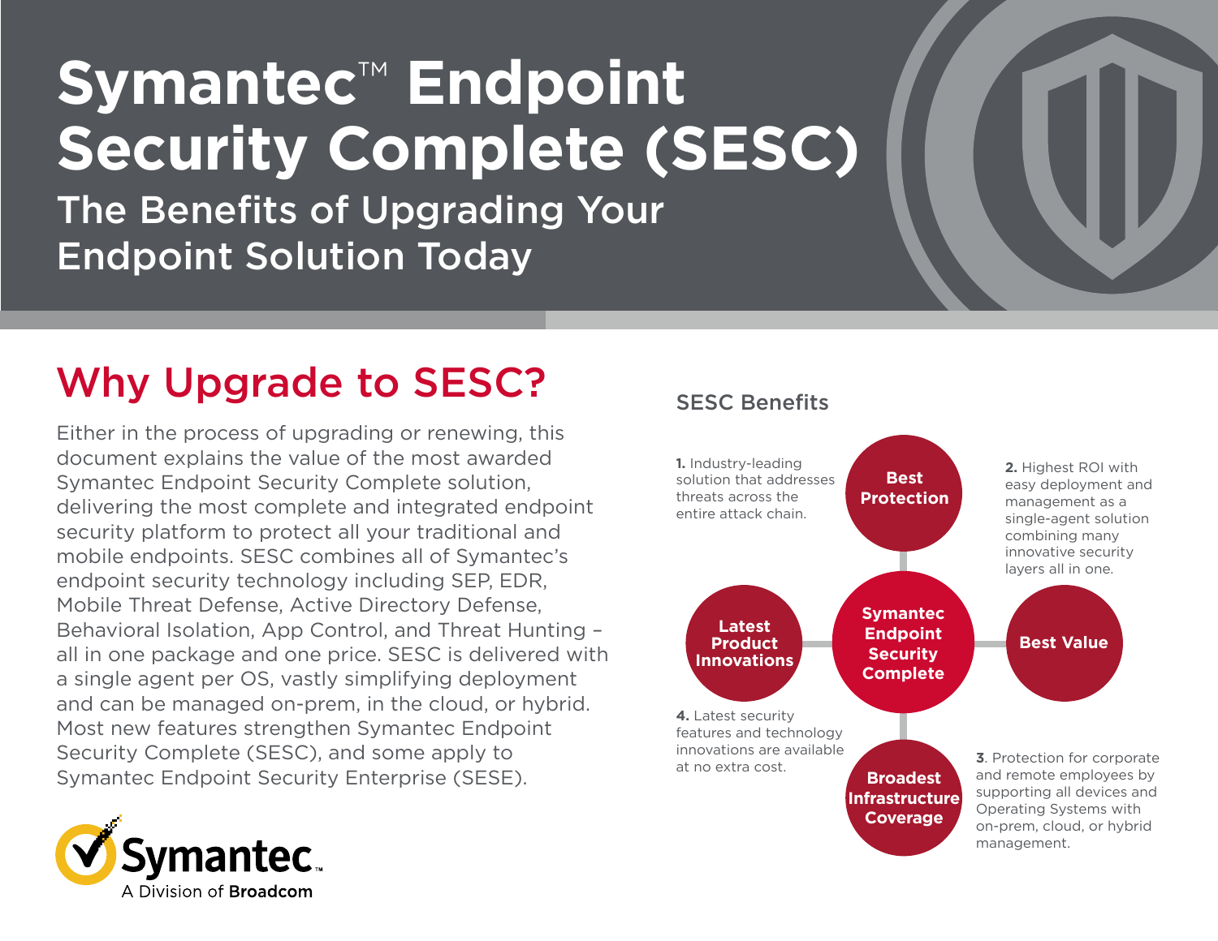# Symantec™ Endpoint Security Complete (SESC)

## The Benefits of Upgrading Your Endpoint Solution Today

## Why Upgrade to SESC?

Either in the process of upgrading or renewing, this document explains the value of the most awarded Symantec Endpoint Security Complete solution, delivering the most complete and integrated endpoint security platform to protect all your traditional and mobile endpoints. SESC combines all of Symantec's endpoint security technology including SEP, EDR, Mobile Threat Defense, Active Directory Defense, Behavioral Isolation, App Control, and Threat Hunting – all in one package and one price. SESC is delivered with a single agent per OS, vastly simplifying deployment and can be managed on-prem, in the cloud, or hybrid. Most new features strengthen Symantec Endpoint Security Complete (SESC), and some apply to Symantec Endpoint Security Enterprise (SESE).

### SESC Benefits

**Symantec Endpoint Security Complete**

**Best Protection**

1. Industry-leading solution that addresses threats across the entire attack chain.

**Best Value**

2. Highest ROI with easy deployment and management as a single-agent solution combining many innovative security layers all in one.

**Broadest Infrastructure Coverage**

3. Protection for corporate and remote employees by supporting all devices and Operating Systems with on-prem, cloud, or hybrid management.

**Latest Product Innovations**

4. Latest security features and technology innovations are available at no extra cost.

Symantec
A Division of Broadcom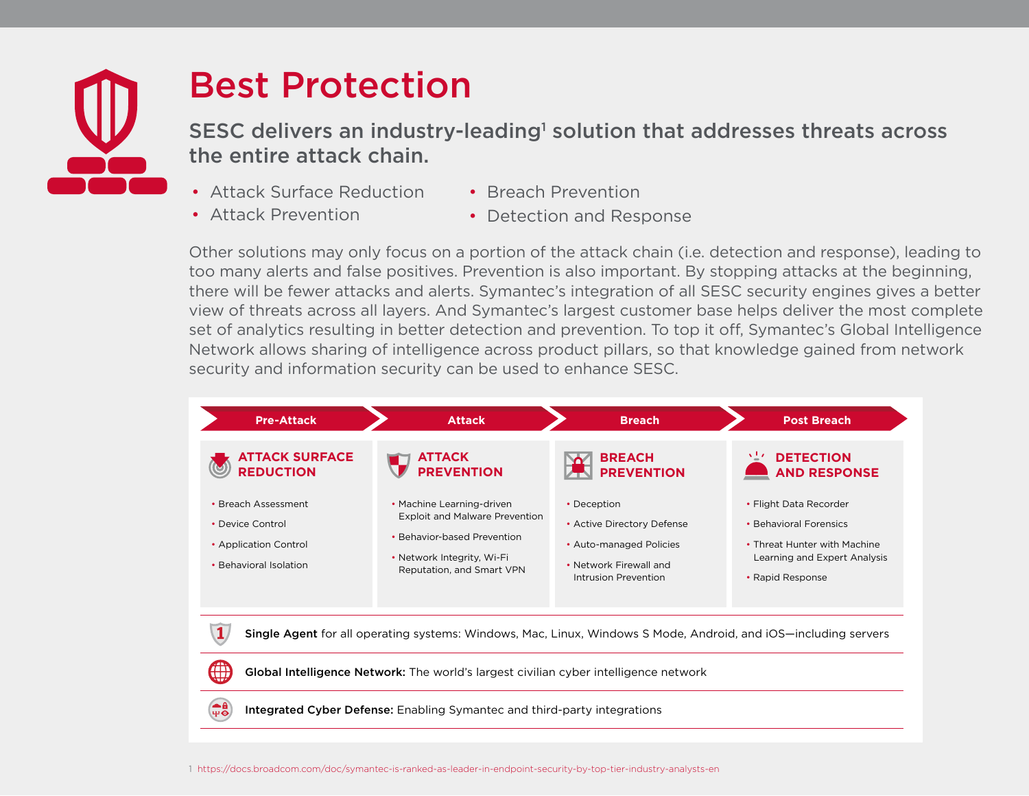# Best Protection

**SESC delivers an industry-leading[1] solution that addresses threats across the entire attack chain.**

- Attack Surface Reduction
- Attack Prevention
- Breach Prevention
- Detection and Response

Other solutions may only focus on a portion of the attack chain (i.e. detection and response), leading to too many alerts and false positives. Prevention is also important. By stopping attacks at the beginning, there will be fewer attacks and alerts. Symantec's integration of all SESC security engines gives a better view of threats across all layers. And Symantec's largest customer base helps deliver the most complete set of analytics resulting in better detection and prevention. To top it off, Symantec's Global Intelligence Network allows sharing of intelligence across product pillars, so that knowledge gained from network security and information security can be used to enhance SESC.

| Pre-Attack | Attack | Breach | Post Breach |
|---|---|---|---|
| **ATTACK SURFACE REDUCTION** | **ATTACK PREVENTION** | **BREACH PREVENTION** | **DETECTION AND RESPONSE** |
| • Breach Assessment<br>• Device Control<br>• Application Control<br>• Behavioral Isolation | • Machine Learning-driven Exploit and Malware Prevention<br>• Behavior-based Prevention<br>• Network Integrity, Wi-Fi Reputation, and Smart VPN | • Deception<br>• Active Directory Defense<br>• Auto-managed Policies<br>• Network Firewall and Intrusion Prevention | • Flight Data Recorder<br>• Behavioral Forensics<br>• Threat Hunter with Machine Learning and Expert Analysis<br>• Rapid Response |

**Single Agent** for all operating systems: Windows, Mac, Linux, Windows S Mode, Android, and iOS—including servers

**Global Intelligence Network:** The world's largest civilian cyber intelligence network

**Integrated Cyber Defense:** Enabling Symantec and third-party integrations

1 https://docs.broadcom.com/doc/symantec-is-ranked-as-leader-in-endpoint-security-by-top-tier-industry-analysts-en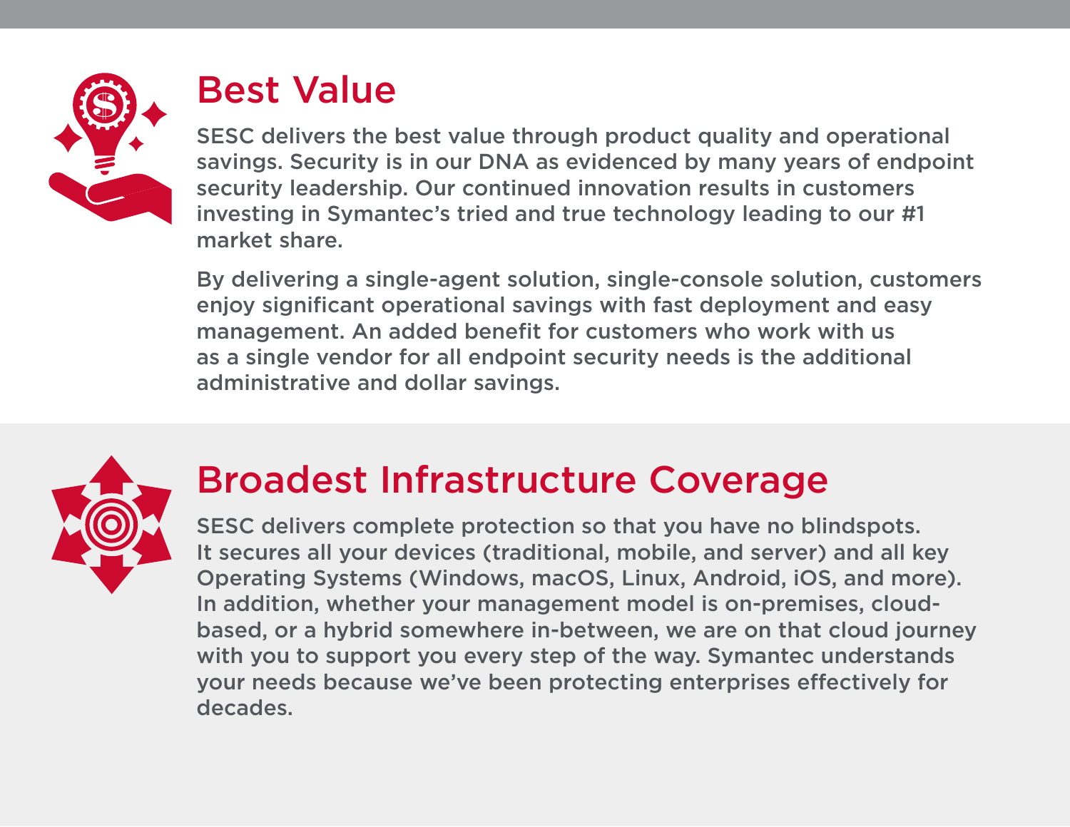## Best Value

SESC delivers the best value through product quality and operational savings. Security is in our DNA as evidenced by many years of endpoint security leadership. Our continued innovation results in customers investing in Symantec's tried and true technology leading to our #1 market share.

By delivering a single-agent solution, single-console solution, customers enjoy significant operational savings with fast deployment and easy management. An added benefit for customers who work with us as a single vendor for all endpoint security needs is the additional administrative and dollar savings.

## Broadest Infrastructure Coverage

SESC delivers complete protection so that you have no blindspots. It secures all your devices (traditional, mobile, and server) and all key Operating Systems (Windows, macOS, Linux, Android, iOS, and more). In addition, whether your management model is on-premises, cloud-based, or a hybrid somewhere in-between, we are on that cloud journey with you to support you every step of the way. Symantec understands your needs because we've been protecting enterprises effectively for decades.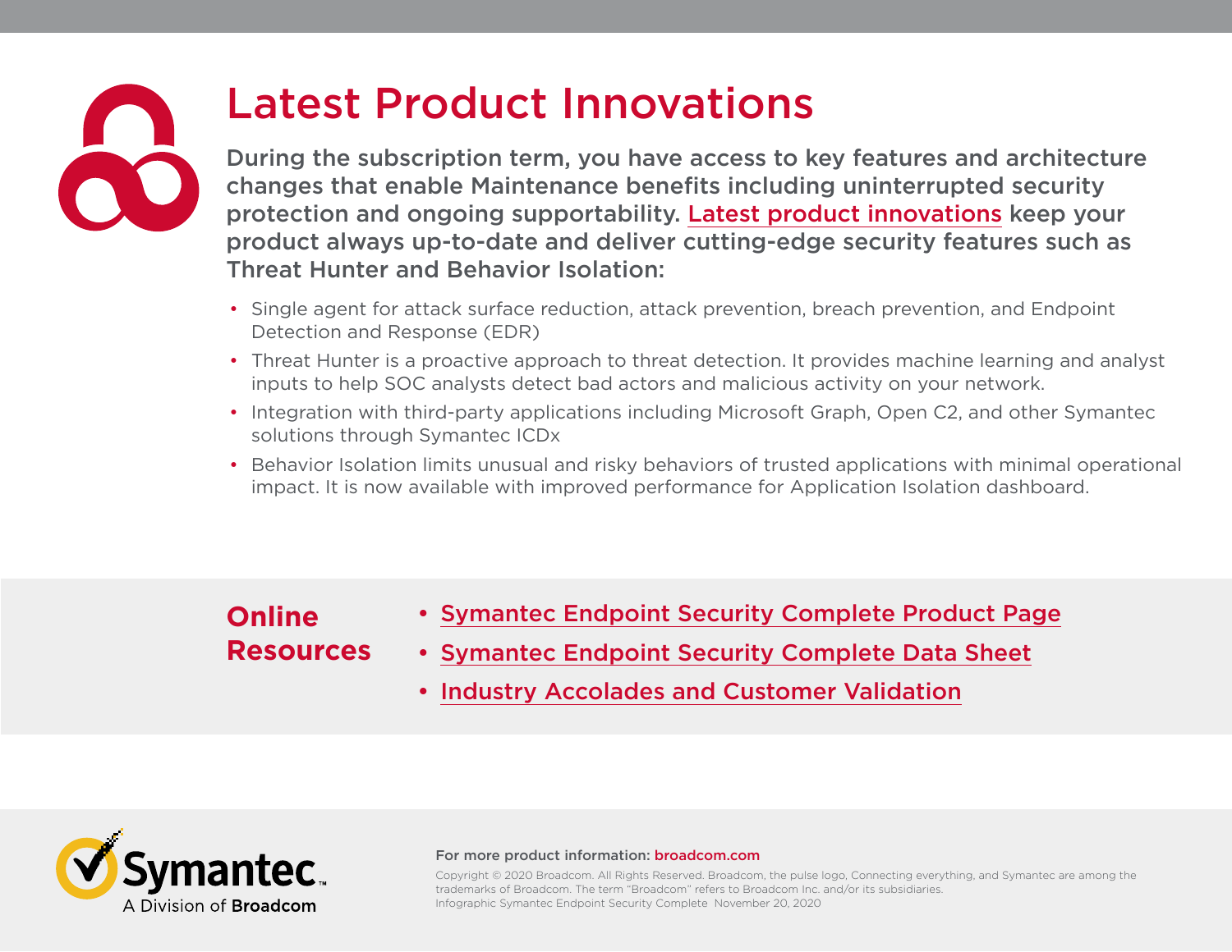# Latest Product Innovations

**During the subscription term, you have access to key features and architecture changes that enable Maintenance benefits including uninterrupted security protection and ongoing supportability. Latest product innovations keep your product always up-to-date and deliver cutting-edge security features such as Threat Hunter and Behavior Isolation:**

- Single agent for attack surface reduction, attack prevention, breach prevention, and Endpoint Detection and Response (EDR)
- Threat Hunter is a proactive approach to threat detection. It provides machine learning and analyst inputs to help SOC analysts detect bad actors and malicious activity on your network.
- Integration with third-party applications including Microsoft Graph, Open C2, and other Symantec solutions through Symantec ICDx
- Behavior Isolation limits unusual and risky behaviors of trusted applications with minimal operational impact. It is now available with improved performance for Application Isolation dashboard.

## Online Resources

- Symantec Endpoint Security Complete Product Page
- Symantec Endpoint Security Complete Data Sheet
- Industry Accolades and Customer Validation

Symantec
A Division of Broadcom

For more product information: broadcom.com

Copyright © 2020 Broadcom. All Rights Reserved. Broadcom, the pulse logo, Connecting everything, and Symantec are among the trademarks of Broadcom. The term "Broadcom" refers to Broadcom Inc. and/or its subsidiaries.
Infographic Symantec Endpoint Security Complete November 20, 2020